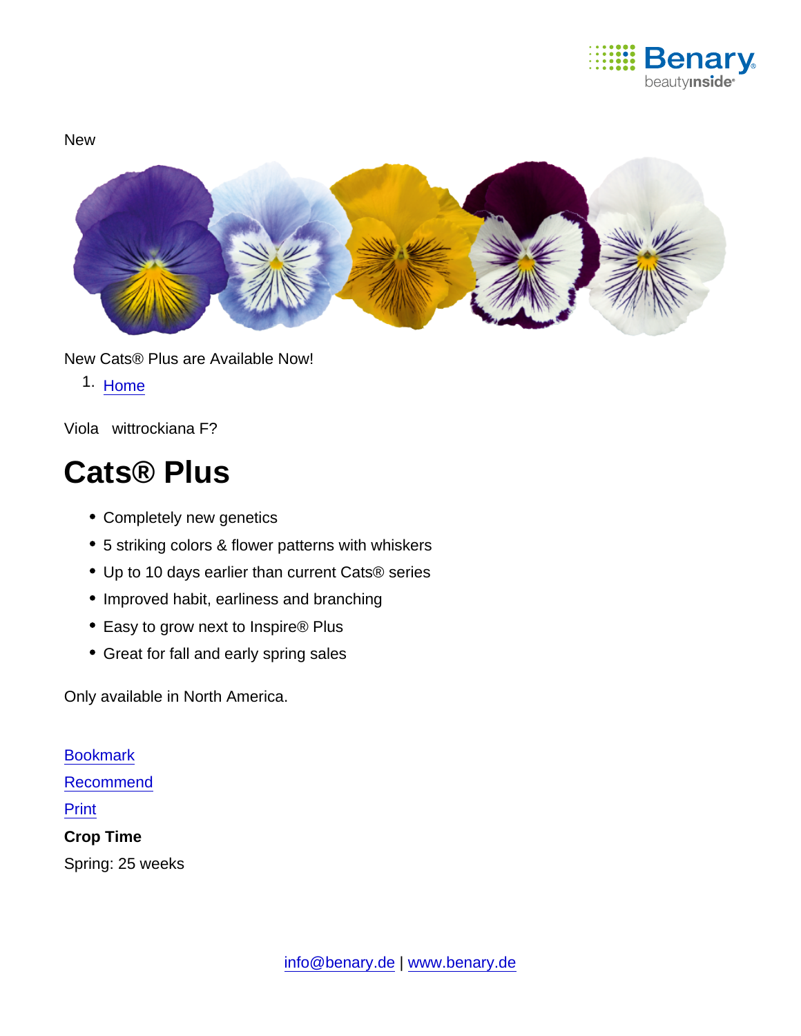New

New Cats® Plus are Available Now!

1. Home

Viola wittrockiana F?

# Cats® Plus

- Completely new genetics
- 5 striking colors & flower patterns with whiskers
- Up to 10 days earlier than current Cats® series
- Improved habit, earliness and branching
- Easy to grow next to Inspire® Plus
- Great for fall and early spring sales

Only available in North America.

Bookmark

Recommend

Print

**Crop Time**

Spring: 25 weeks

info@benary.de | www.benary.de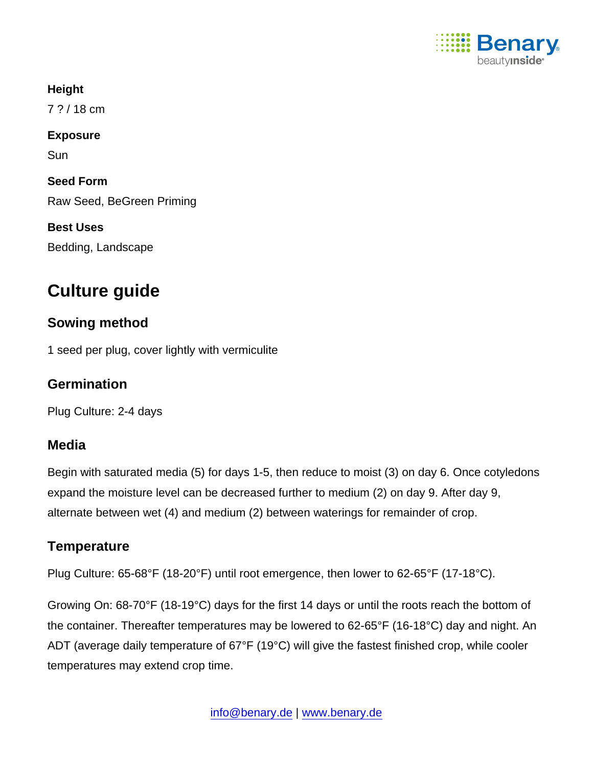**Height**

7 ? / 18 cm

**Exposure**

Sun

**Seed Form**

Raw Seed, BeGreen Priming

**Best Uses**

Bedding, Landscape

# Culture guide

## Sowing method

1 seed per plug, cover lightly with vermiculite

## Germination

Plug Culture: 2-4 days

## Media

Begin with saturated media (5) for days 1-5, then reduce to moist (3) on day 6. Once cotyledons expand the moisture level can be decreased further to medium (2) on day 9. After day 9, alternate between wet (4) and medium (2) between waterings for remainder of crop.

## Temperature

Plug Culture: 65-68°F (18-20°F) until root emergence, then lower to 62-65°F (17-18°C).

Growing On: 68-70°F (18-19°C) days for the first 14 days or until the roots reach the bottom of the container. Thereafter temperatures may be lowered to 62-65°F (16-18°C) day and night. An ADT (average daily temperature of 67°F (19°C) will give the fastest finished crop, while cooler temperatures may extend crop time.

info@benary.de | www.benary.de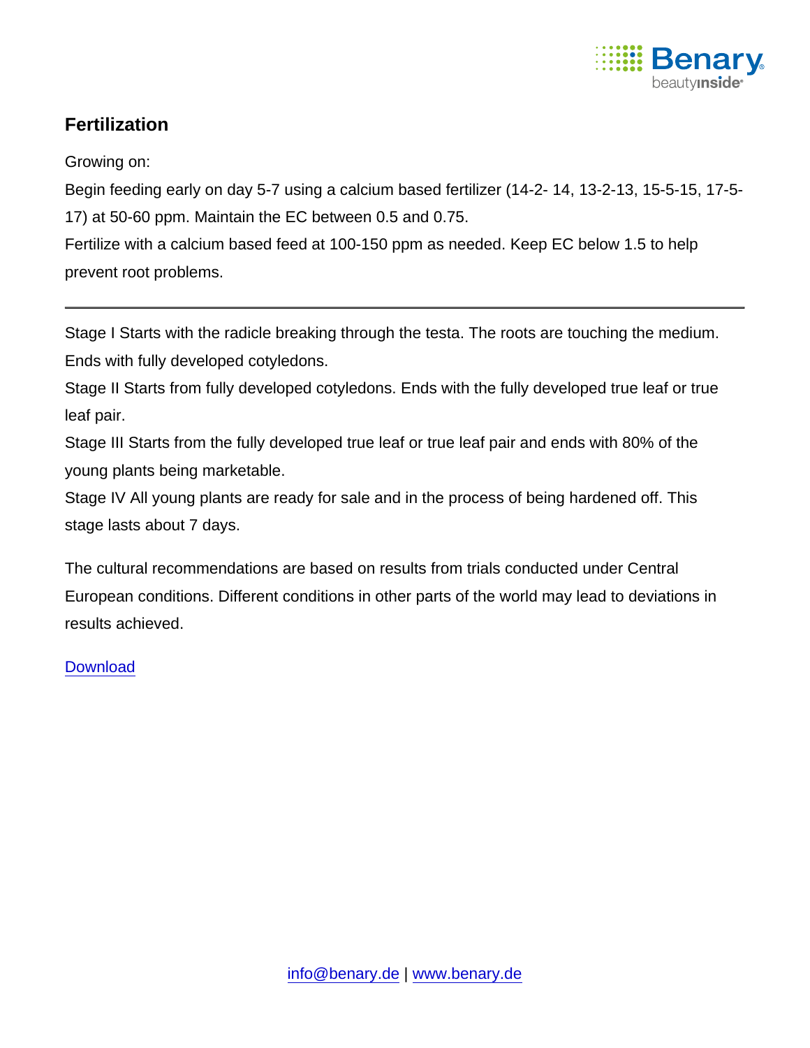## Fertilization

Growing on:

Begin feeding early on day 5-7 using a calcium based fertilizer (14-2- 14, 13-2-13, 15-5-15, 17-5-17) at 50-60 ppm. Maintain the EC between 0.5 and 0.75.

Fertilize with a calcium based feed at 100-150 ppm as needed. Keep EC below 1.5 to help prevent root problems.

---

Stage I Starts with the radicle breaking through the testa. The roots are touching the medium. Ends with fully developed cotyledons.

Stage II Starts from fully developed cotyledons. Ends with the fully developed true leaf or true leaf pair.

Stage III Starts from the fully developed true leaf or true leaf pair and ends with 80% of the young plants being marketable.

Stage IV All young plants are ready for sale and in the process of being hardened off. This stage lasts about 7 days.

The cultural recommendations are based on results from trials conducted under Central European conditions. Different conditions in other parts of the world may lead to deviations in results achieved.

Download

info@benary.de | www.benary.de